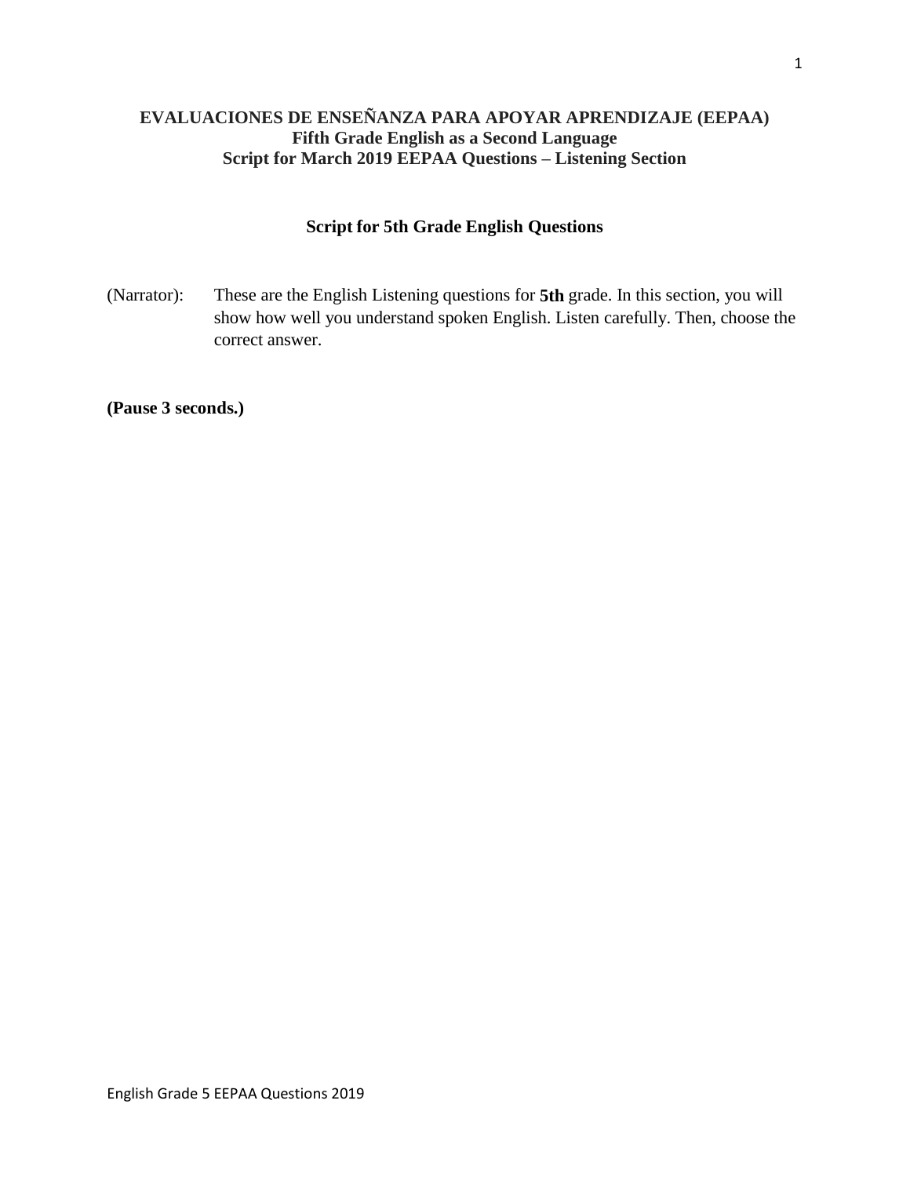**EVALUACIONES DE ENSEÑANZA PARA APOYAR APRENDIZAJE (EEPAA)**
**Fifth Grade English as a Second Language**
**Script for March 2019 EEPAA Questions – Listening Section**

## Script for 5th Grade English Questions

(Narrator): These are the English Listening questions for **5th** grade. In this section, you will show how well you understand spoken English. Listen carefully. Then, choose the correct answer.

**(Pause 3 seconds.)**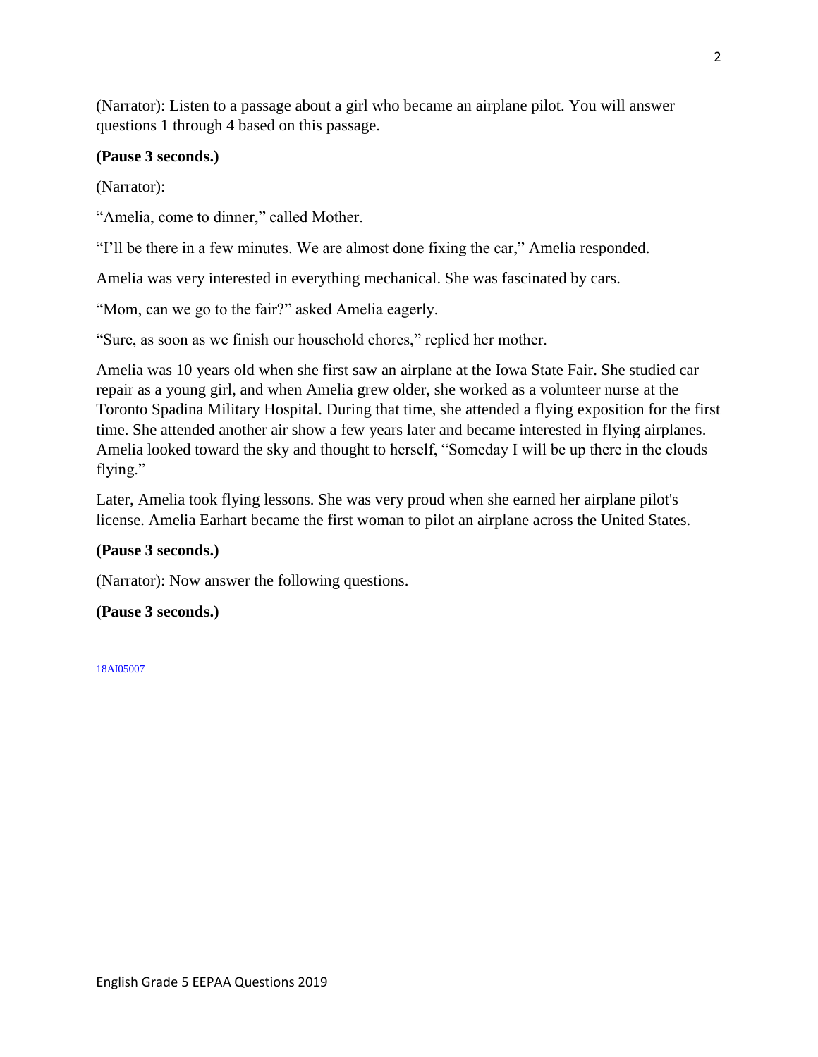(Narrator): Listen to a passage about a girl who became an airplane pilot. You will answer questions 1 through 4 based on this passage.

**(Pause 3 seconds.)**

(Narrator):

"Amelia, come to dinner," called Mother.

"I'll be there in a few minutes. We are almost done fixing the car," Amelia responded.

Amelia was very interested in everything mechanical. She was fascinated by cars.

"Mom, can we go to the fair?" asked Amelia eagerly.

"Sure, as soon as we finish our household chores," replied her mother.

Amelia was 10 years old when she first saw an airplane at the Iowa State Fair. She studied car repair as a young girl, and when Amelia grew older, she worked as a volunteer nurse at the Toronto Spadina Military Hospital. During that time, she attended a flying exposition for the first time. She attended another air show a few years later and became interested in flying airplanes. Amelia looked toward the sky and thought to herself, "Someday I will be up there in the clouds flying."

Later, Amelia took flying lessons. She was very proud when she earned her airplane pilot's license. Amelia Earhart became the first woman to pilot an airplane across the United States.

**(Pause 3 seconds.)**

(Narrator): Now answer the following questions.

**(Pause 3 seconds.)**

18AI05007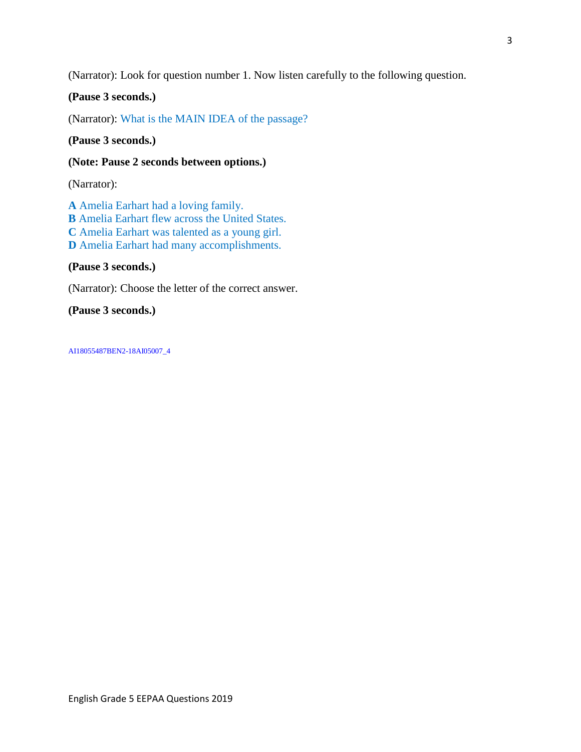(Narrator): Look for question number 1. Now listen carefully to the following question.

**(Pause 3 seconds.)**

(Narrator): What is the MAIN IDEA of the passage?

**(Pause 3 seconds.)**

**(Note: Pause 2 seconds between options.)**

(Narrator):

**A** Amelia Earhart had a loving family.
**B** Amelia Earhart flew across the United States.
**C** Amelia Earhart was talented as a young girl.
**D** Amelia Earhart had many accomplishments.

**(Pause 3 seconds.)**

(Narrator): Choose the letter of the correct answer.

**(Pause 3 seconds.)**

AI18055487BEN2-18AI05007_4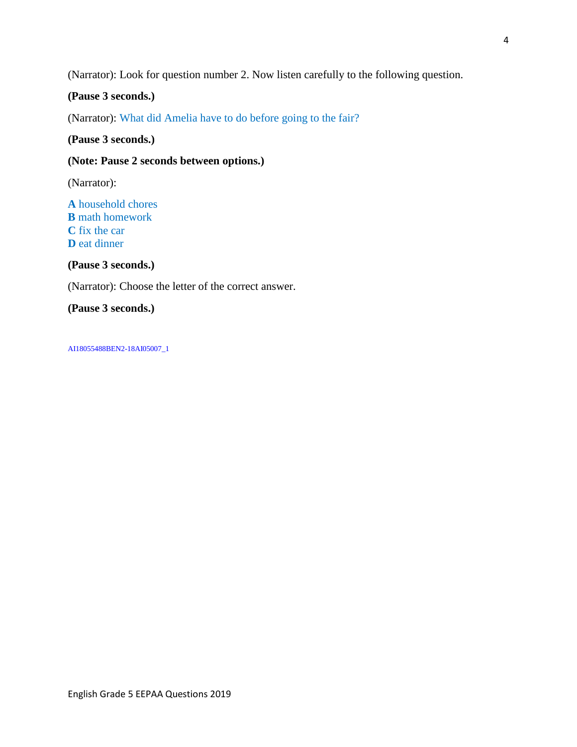(Narrator): Look for question number 2. Now listen carefully to the following question.

**(Pause 3 seconds.)**

(Narrator): What did Amelia have to do before going to the fair?

**(Pause 3 seconds.)**

**(Note: Pause 2 seconds between options.)**

(Narrator):

**A** household chores
**B** math homework
**C** fix the car
**D** eat dinner

**(Pause 3 seconds.)**

(Narrator): Choose the letter of the correct answer.

**(Pause 3 seconds.)**

AI18055488BEN2-18AI05007_1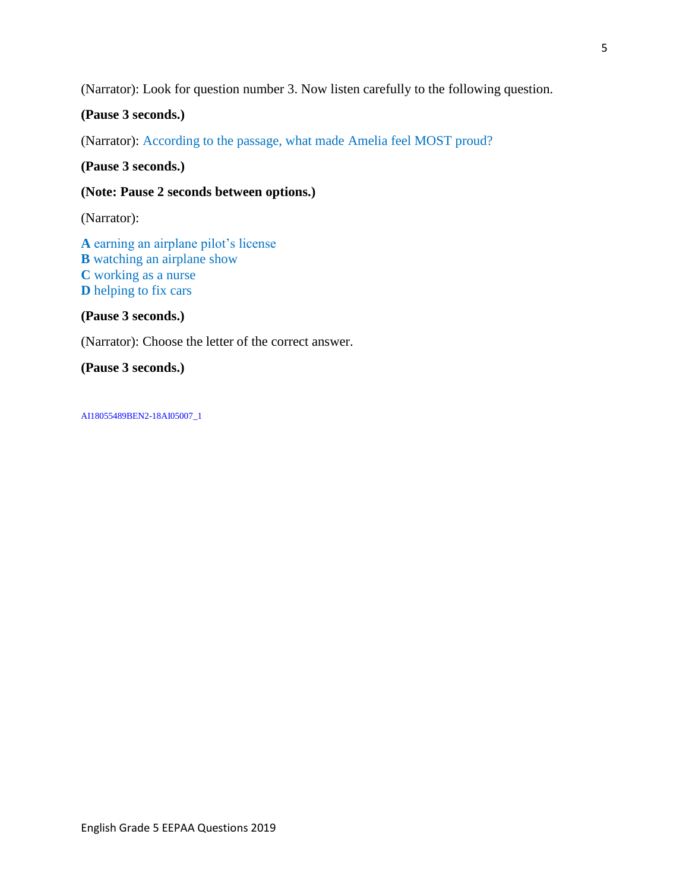(Narrator): Look for question number 3. Now listen carefully to the following question.

**(Pause 3 seconds.)**

(Narrator): According to the passage, what made Amelia feel MOST proud?

**(Pause 3 seconds.)**

**(Note: Pause 2 seconds between options.)**

(Narrator):

**A** earning an airplane pilot's license
**B** watching an airplane show
**C** working as a nurse
**D** helping to fix cars

**(Pause 3 seconds.)**

(Narrator): Choose the letter of the correct answer.

**(Pause 3 seconds.)**

AI18055489BEN2-18AI05007_1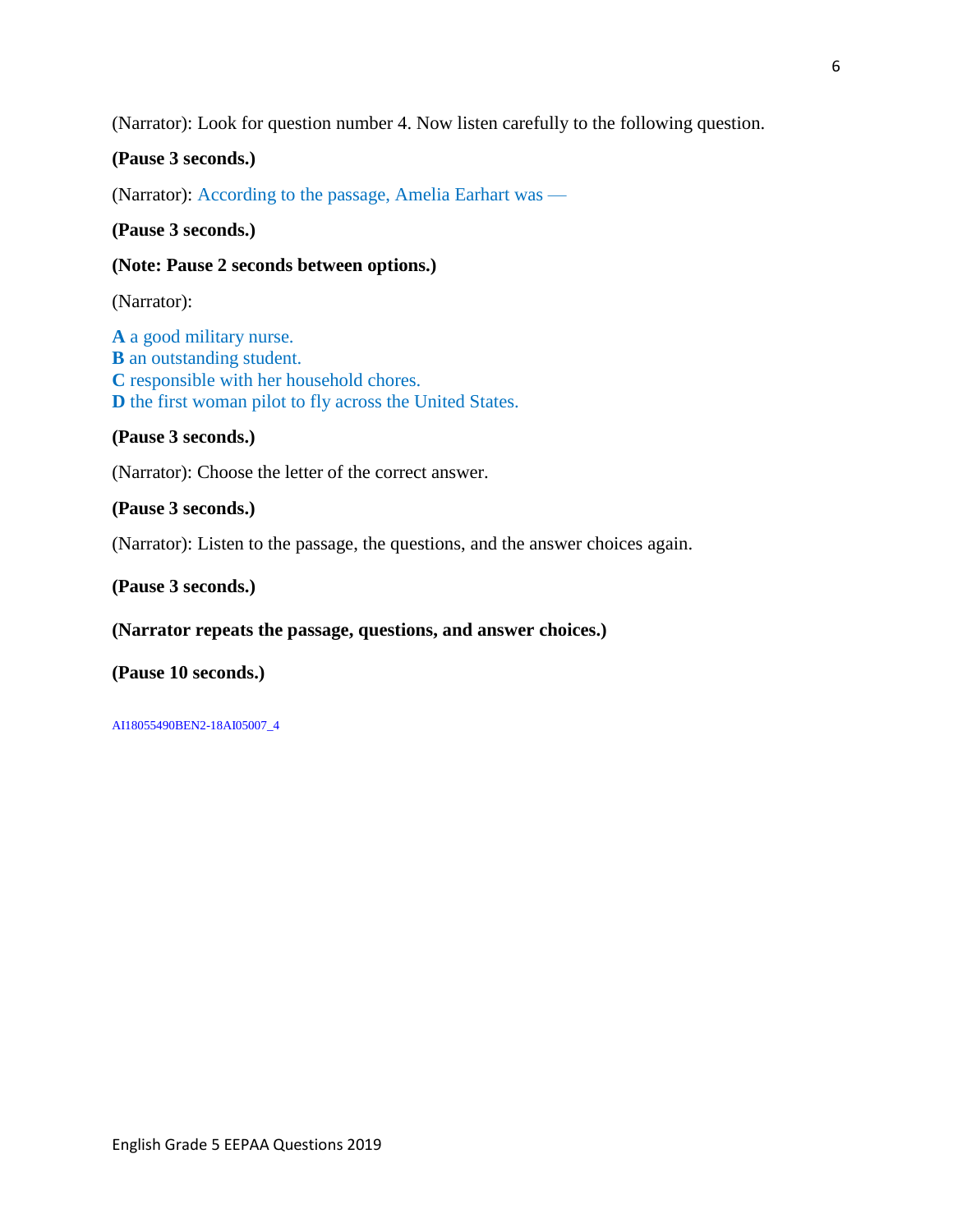(Narrator): Look for question number 4. Now listen carefully to the following question.

**(Pause 3 seconds.)**

(Narrator): According to the passage, Amelia Earhart was —

**(Pause 3 seconds.)**

**(Note: Pause 2 seconds between options.)**

(Narrator):

**A** a good military nurse.
**B** an outstanding student.
**C** responsible with her household chores.
**D** the first woman pilot to fly across the United States.

**(Pause 3 seconds.)**

(Narrator): Choose the letter of the correct answer.

**(Pause 3 seconds.)**

(Narrator): Listen to the passage, the questions, and the answer choices again.

**(Pause 3 seconds.)**

**(Narrator repeats the passage, questions, and answer choices.)**

**(Pause 10 seconds.)**

AI18055490BEN2-18AI05007_4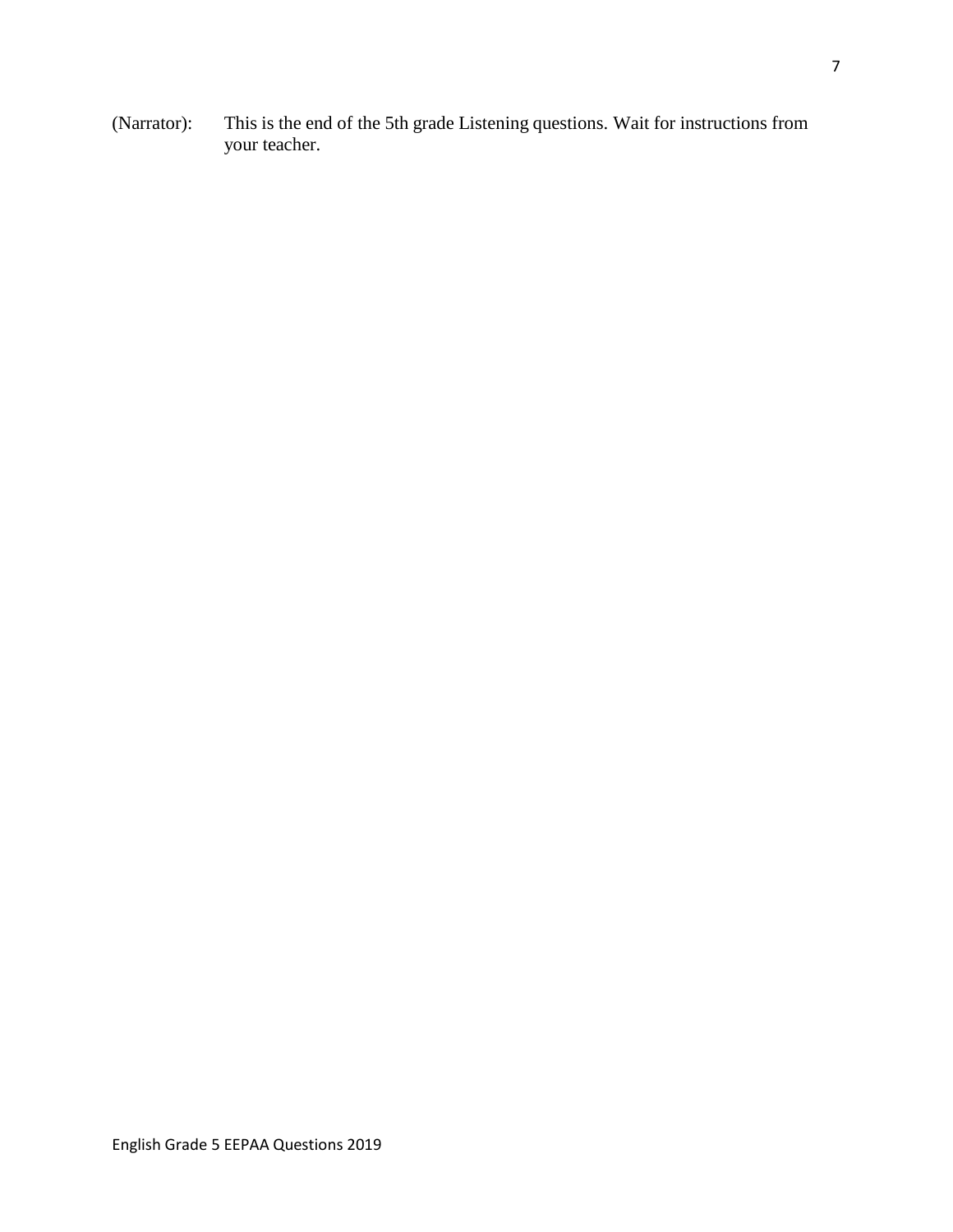(Narrator): This is the end of the 5th grade Listening questions. Wait for instructions from your teacher.